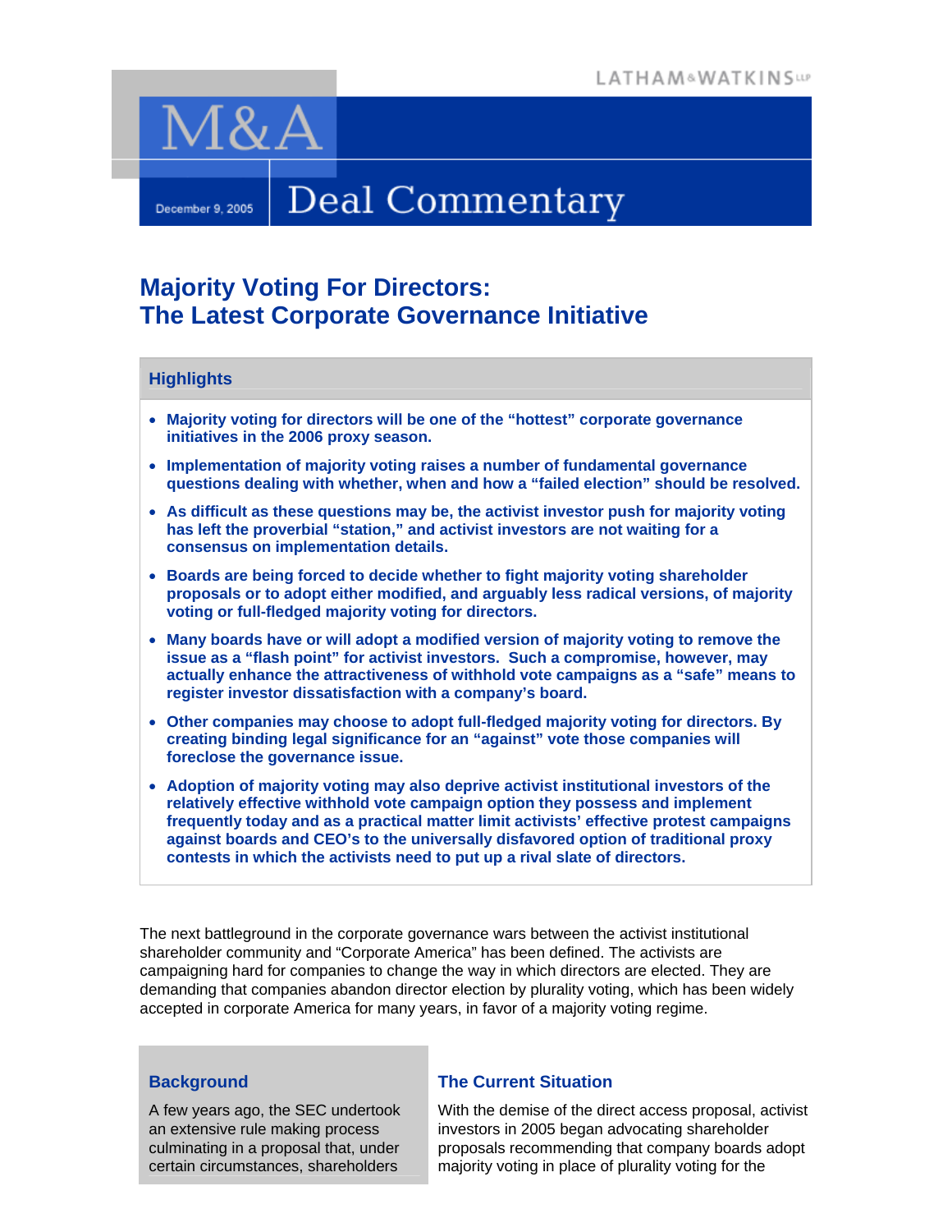LATHAM&WATKINS LLP

# M&A Deal Commentary

December 9, 2005

## Majority Voting For Directors: The Latest Corporate Governance Initiative

### Highlights

- **Majority voting for directors will be one of the "hottest" corporate governance initiatives in the 2006 proxy season.**
- **Implementation of majority voting raises a number of fundamental governance questions dealing with whether, when and how a "failed election" should be resolved.**
- **As difficult as these questions may be, the activist investor push for majority voting has left the proverbial "station," and activist investors are not waiting for a consensus on implementation details.**
- **Boards are being forced to decide whether to fight majority voting shareholder proposals or to adopt either modified, and arguably less radical versions, of majority voting or full-fledged majority voting for directors.**
- **Many boards have or will adopt a modified version of majority voting to remove the issue as a "flash point" for activist investors. Such a compromise, however, may actually enhance the attractiveness of withhold vote campaigns as a "safe" means to register investor dissatisfaction with a company's board.**
- **Other companies may choose to adopt full-fledged majority voting for directors. By creating binding legal significance for an "against" vote those companies will foreclose the governance issue.**
- **Adoption of majority voting may also deprive activist institutional investors of the relatively effective withhold vote campaign option they possess and implement frequently today and as a practical matter limit activists' effective protest campaigns against boards and CEO's to the universally disfavored option of traditional proxy contests in which the activists need to put up a rival slate of directors.**

The next battleground in the corporate governance wars between the activist institutional shareholder community and "Corporate America" has been defined. The activists are campaigning hard for companies to change the way in which directors are elected. They are demanding that companies abandon director election by plurality voting, which has been widely accepted in corporate America for many years, in favor of a majority voting regime.

### Background

A few years ago, the SEC undertook an extensive rule making process culminating in a proposal that, under certain circumstances, shareholders

### The Current Situation

With the demise of the direct access proposal, activist investors in 2005 began advocating shareholder proposals recommending that company boards adopt majority voting in place of plurality voting for the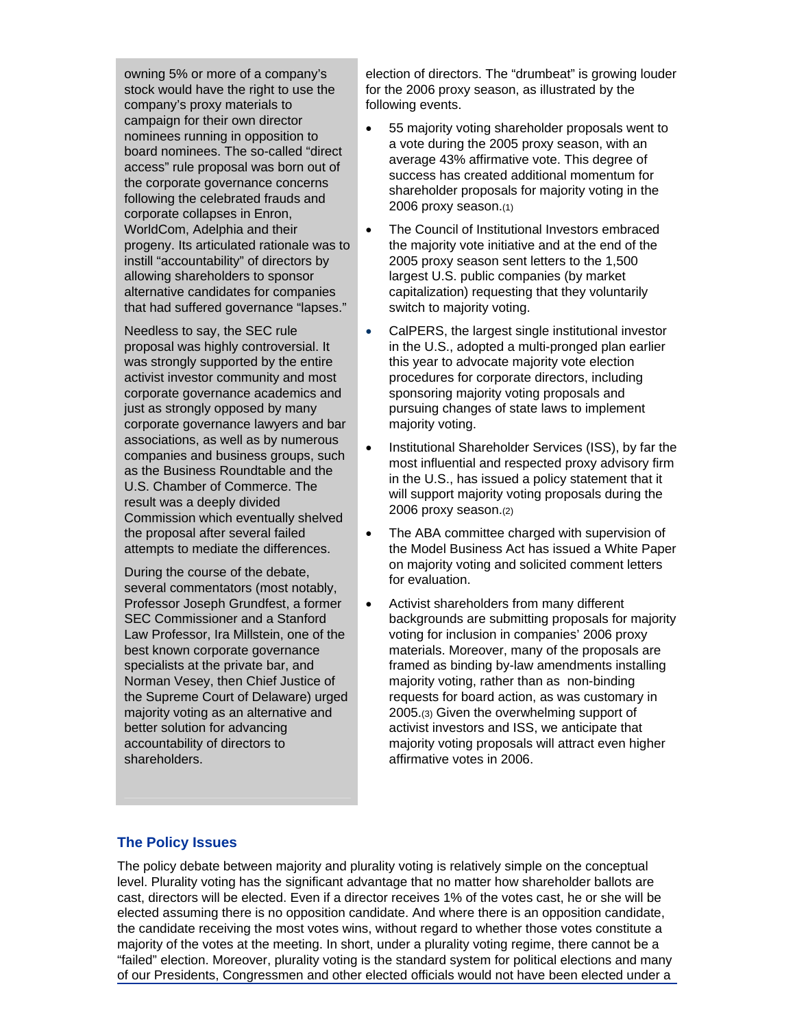owning 5% or more of a company's stock would have the right to use the company's proxy materials to campaign for their own director nominees running in opposition to board nominees. The so-called "direct access" rule proposal was born out of the corporate governance concerns following the celebrated frauds and corporate collapses in Enron, WorldCom, Adelphia and their progeny. Its articulated rationale was to instill "accountability" of directors by allowing shareholders to sponsor alternative candidates for companies that had suffered governance "lapses."

Needless to say, the SEC rule proposal was highly controversial. It was strongly supported by the entire activist investor community and most corporate governance academics and just as strongly opposed by many corporate governance lawyers and bar associations, as well as by numerous companies and business groups, such as the Business Roundtable and the U.S. Chamber of Commerce. The result was a deeply divided Commission which eventually shelved the proposal after several failed attempts to mediate the differences.

During the course of the debate, several commentators (most notably, Professor Joseph Grundfest, a former SEC Commissioner and a Stanford Law Professor, Ira Millstein, one of the best known corporate governance specialists at the private bar, and Norman Vesey, then Chief Justice of the Supreme Court of Delaware) urged majority voting as an alternative and better solution for advancing accountability of directors to shareholders.

election of directors. The "drumbeat" is growing louder for the 2006 proxy season, as illustrated by the following events.

- 55 majority voting shareholder proposals went to a vote during the 2005 proxy season, with an average 43% affirmative vote. This degree of success has created additional momentum for shareholder proposals for majority voting in the 2006 proxy season.(1)
- The Council of Institutional Investors embraced the majority vote initiative and at the end of the 2005 proxy season sent letters to the 1,500 largest U.S. public companies (by market capitalization) requesting that they voluntarily switch to majority voting.
- CalPERS, the largest single institutional investor in the U.S., adopted a multi-pronged plan earlier this year to advocate majority vote election procedures for corporate directors, including sponsoring majority voting proposals and pursuing changes of state laws to implement majority voting.
- Institutional Shareholder Services (ISS), by far the most influential and respected proxy advisory firm in the U.S., has issued a policy statement that it will support majority voting proposals during the 2006 proxy season.(2)
- The ABA committee charged with supervision of the Model Business Act has issued a White Paper on majority voting and solicited comment letters for evaluation.
- Activist shareholders from many different backgrounds are submitting proposals for majority voting for inclusion in companies' 2006 proxy materials. Moreover, many of the proposals are framed as binding by-law amendments installing majority voting, rather than as non-binding requests for board action, as was customary in 2005.(3) Given the overwhelming support of activist investors and ISS, we anticipate that majority voting proposals will attract even higher affirmative votes in 2006.

## The Policy Issues

The policy debate between majority and plurality voting is relatively simple on the conceptual level. Plurality voting has the significant advantage that no matter how shareholder ballots are cast, directors will be elected. Even if a director receives 1% of the votes cast, he or she will be elected assuming there is no opposition candidate. And where there is an opposition candidate, the candidate receiving the most votes wins, without regard to whether those votes constitute a majority of the votes at the meeting. In short, under a plurality voting regime, there cannot be a "failed" election. Moreover, plurality voting is the standard system for political elections and many of our Presidents, Congressmen and other elected officials would not have been elected under a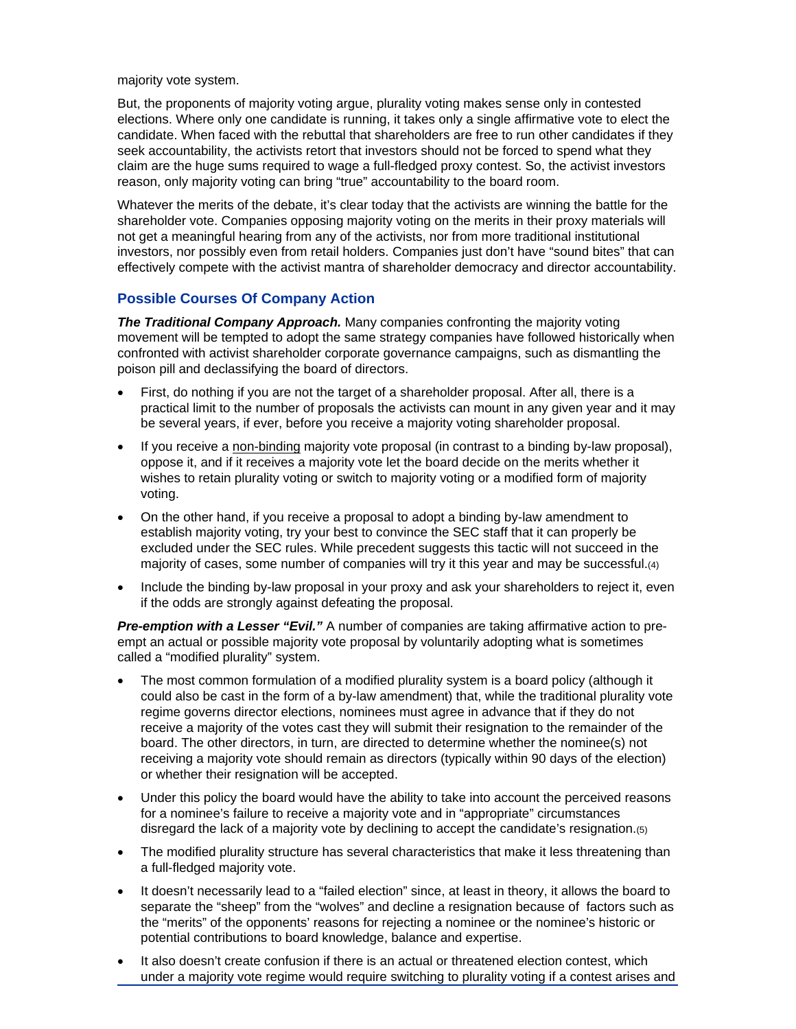majority vote system.

But, the proponents of majority voting argue, plurality voting makes sense only in contested elections. Where only one candidate is running, it takes only a single affirmative vote to elect the candidate. When faced with the rebuttal that shareholders are free to run other candidates if they seek accountability, the activists retort that investors should not be forced to spend what they claim are the huge sums required to wage a full-fledged proxy contest. So, the activist investors reason, only majority voting can bring "true" accountability to the board room.

Whatever the merits of the debate, it's clear today that the activists are winning the battle for the shareholder vote. Companies opposing majority voting on the merits in their proxy materials will not get a meaningful hearing from any of the activists, nor from more traditional institutional investors, nor possibly even from retail holders. Companies just don't have "sound bites" that can effectively compete with the activist mantra of shareholder democracy and director accountability.

## Possible Courses Of Company Action

***The Traditional Company Approach.*** Many companies confronting the majority voting movement will be tempted to adopt the same strategy companies have followed historically when confronted with activist shareholder corporate governance campaigns, such as dismantling the poison pill and declassifying the board of directors.

- First, do nothing if you are not the target of a shareholder proposal. After all, there is a practical limit to the number of proposals the activists can mount in any given year and it may be several years, if ever, before you receive a majority voting shareholder proposal.
- If you receive a non-binding majority vote proposal (in contrast to a binding by-law proposal), oppose it, and if it receives a majority vote let the board decide on the merits whether it wishes to retain plurality voting or switch to majority voting or a modified form of majority voting.
- On the other hand, if you receive a proposal to adopt a binding by-law amendment to establish majority voting, try your best to convince the SEC staff that it can properly be excluded under the SEC rules. While precedent suggests this tactic will not succeed in the majority of cases, some number of companies will try it this year and may be successful.(4)
- Include the binding by-law proposal in your proxy and ask your shareholders to reject it, even if the odds are strongly against defeating the proposal.

***Pre-emption with a Lesser "Evil."*** A number of companies are taking affirmative action to pre-empt an actual or possible majority vote proposal by voluntarily adopting what is sometimes called a "modified plurality" system.

- The most common formulation of a modified plurality system is a board policy (although it could also be cast in the form of a by-law amendment) that, while the traditional plurality vote regime governs director elections, nominees must agree in advance that if they do not receive a majority of the votes cast they will submit their resignation to the remainder of the board. The other directors, in turn, are directed to determine whether the nominee(s) not receiving a majority vote should remain as directors (typically within 90 days of the election) or whether their resignation will be accepted.
- Under this policy the board would have the ability to take into account the perceived reasons for a nominee's failure to receive a majority vote and in "appropriate" circumstances disregard the lack of a majority vote by declining to accept the candidate's resignation.(5)
- The modified plurality structure has several characteristics that make it less threatening than a full-fledged majority vote.
- It doesn't necessarily lead to a "failed election" since, at least in theory, it allows the board to separate the "sheep" from the "wolves" and decline a resignation because of factors such as the "merits" of the opponents' reasons for rejecting a nominee or the nominee's historic or potential contributions to board knowledge, balance and expertise.
- It also doesn't create confusion if there is an actual or threatened election contest, which under a majority vote regime would require switching to plurality voting if a contest arises and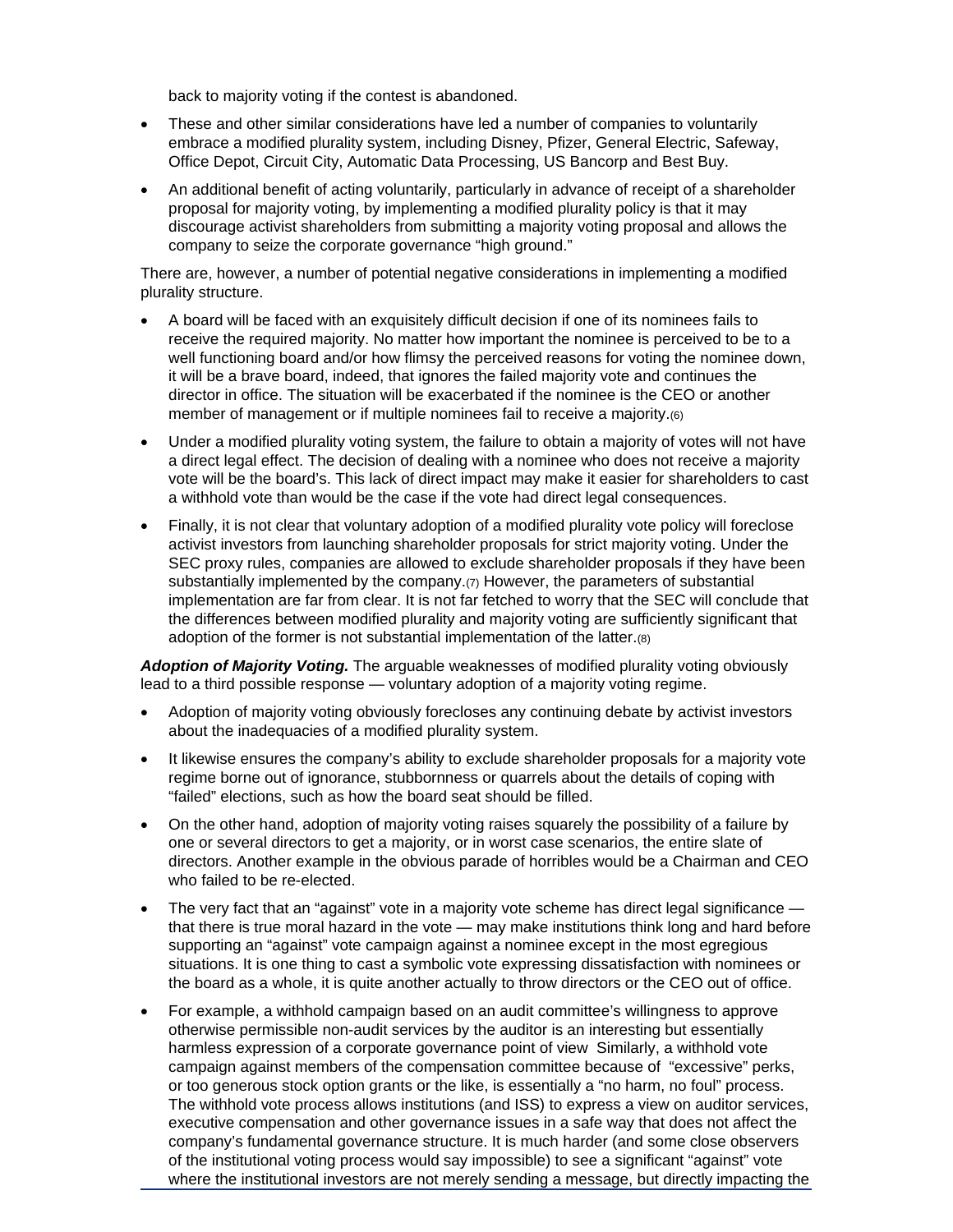back to majority voting if the contest is abandoned.

- These and other similar considerations have led a number of companies to voluntarily embrace a modified plurality system, including Disney, Pfizer, General Electric, Safeway, Office Depot, Circuit City, Automatic Data Processing, US Bancorp and Best Buy.
- An additional benefit of acting voluntarily, particularly in advance of receipt of a shareholder proposal for majority voting, by implementing a modified plurality policy is that it may discourage activist shareholders from submitting a majority voting proposal and allows the company to seize the corporate governance "high ground."

There are, however, a number of potential negative considerations in implementing a modified plurality structure.

- A board will be faced with an exquisitely difficult decision if one of its nominees fails to receive the required majority. No matter how important the nominee is perceived to be to a well functioning board and/or how flimsy the perceived reasons for voting the nominee down, it will be a brave board, indeed, that ignores the failed majority vote and continues the director in office. The situation will be exacerbated if the nominee is the CEO or another member of management or if multiple nominees fail to receive a majority.(6)
- Under a modified plurality voting system, the failure to obtain a majority of votes will not have a direct legal effect. The decision of dealing with a nominee who does not receive a majority vote will be the board's. This lack of direct impact may make it easier for shareholders to cast a withhold vote than would be the case if the vote had direct legal consequences.
- Finally, it is not clear that voluntary adoption of a modified plurality vote policy will foreclose activist investors from launching shareholder proposals for strict majority voting. Under the SEC proxy rules, companies are allowed to exclude shareholder proposals if they have been substantially implemented by the company.(7) However, the parameters of substantial implementation are far from clear. It is not far fetched to worry that the SEC will conclude that the differences between modified plurality and majority voting are sufficiently significant that adoption of the former is not substantial implementation of the latter.(8)

***Adoption of Majority Voting.*** The arguable weaknesses of modified plurality voting obviously lead to a third possible response — voluntary adoption of a majority voting regime.

- Adoption of majority voting obviously forecloses any continuing debate by activist investors about the inadequacies of a modified plurality system.
- It likewise ensures the company's ability to exclude shareholder proposals for a majority vote regime borne out of ignorance, stubbornness or quarrels about the details of coping with "failed" elections, such as how the board seat should be filled.
- On the other hand, adoption of majority voting raises squarely the possibility of a failure by one or several directors to get a majority, or in worst case scenarios, the entire slate of directors. Another example in the obvious parade of horribles would be a Chairman and CEO who failed to be re-elected.
- The very fact that an "against" vote in a majority vote scheme has direct legal significance — that there is true moral hazard in the vote — may make institutions think long and hard before supporting an "against" vote campaign against a nominee except in the most egregious situations. It is one thing to cast a symbolic vote expressing dissatisfaction with nominees or the board as a whole, it is quite another actually to throw directors or the CEO out of office.
- For example, a withhold campaign based on an audit committee's willingness to approve otherwise permissible non-audit services by the auditor is an interesting but essentially harmless expression of a corporate governance point of view Similarly, a withhold vote campaign against members of the compensation committee because of "excessive" perks, or too generous stock option grants or the like, is essentially a "no harm, no foul" process. The withhold vote process allows institutions (and ISS) to express a view on auditor services, executive compensation and other governance issues in a safe way that does not affect the company's fundamental governance structure. It is much harder (and some close observers of the institutional voting process would say impossible) to see a significant "against" vote where the institutional investors are not merely sending a message, but directly impacting the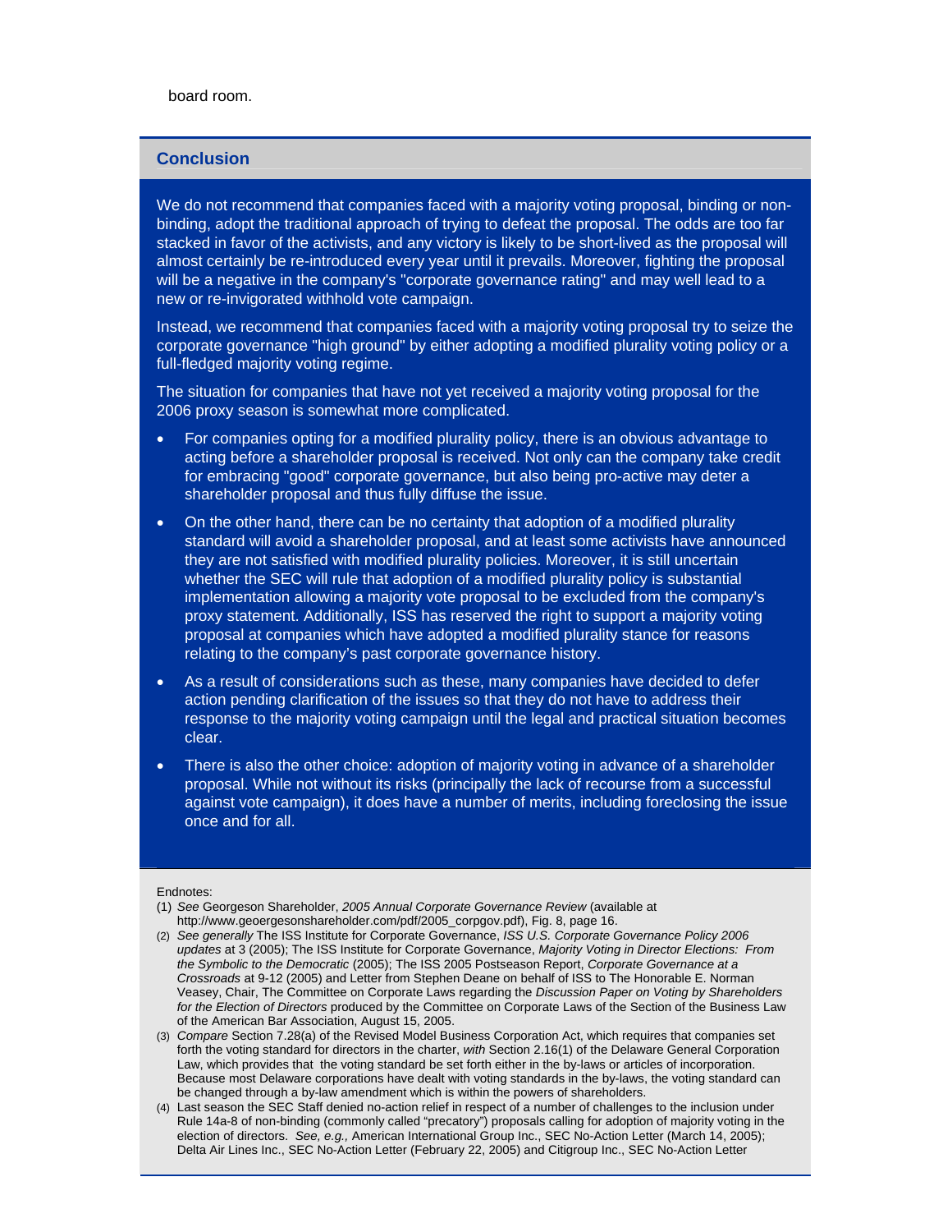board room.

## Conclusion

We do not recommend that companies faced with a majority voting proposal, binding or non-binding, adopt the traditional approach of trying to defeat the proposal. The odds are too far stacked in favor of the activists, and any victory is likely to be short-lived as the proposal will almost certainly be re-introduced every year until it prevails. Moreover, fighting the proposal will be a negative in the company's "corporate governance rating" and may well lead to a new or re-invigorated withhold vote campaign.

Instead, we recommend that companies faced with a majority voting proposal try to seize the corporate governance "high ground" by either adopting a modified plurality voting policy or a full-fledged majority voting regime.

The situation for companies that have not yet received a majority voting proposal for the 2006 proxy season is somewhat more complicated.

- For companies opting for a modified plurality policy, there is an obvious advantage to acting before a shareholder proposal is received. Not only can the company take credit for embracing "good" corporate governance, but also being pro-active may deter a shareholder proposal and thus fully diffuse the issue.
- On the other hand, there can be no certainty that adoption of a modified plurality standard will avoid a shareholder proposal, and at least some activists have announced they are not satisfied with modified plurality policies. Moreover, it is still uncertain whether the SEC will rule that adoption of a modified plurality policy is substantial implementation allowing a majority vote proposal to be excluded from the company's proxy statement. Additionally, ISS has reserved the right to support a majority voting proposal at companies which have adopted a modified plurality stance for reasons relating to the company's past corporate governance history.
- As a result of considerations such as these, many companies have decided to defer action pending clarification of the issues so that they do not have to address their response to the majority voting campaign until the legal and practical situation becomes clear.
- There is also the other choice: adoption of majority voting in advance of a shareholder proposal. While not without its risks (principally the lack of recourse from a successful against vote campaign), it does have a number of merits, including foreclosing the issue once and for all.

Endnotes:

(1) *See* Georgeson Shareholder, *2005 Annual Corporate Governance Review* (available at http://www.geoergesonshareholder.com/pdf/2005_corpgov.pdf), Fig. 8, page 16.

(2) *See generally* The ISS Institute for Corporate Governance, *ISS U.S. Corporate Governance Policy 2006 updates* at 3 (2005); The ISS Institute for Corporate Governance, *Majority Voting in Director Elections: From the Symbolic to the Democratic* (2005); The ISS 2005 Postseason Report, *Corporate Governance at a Crossroads* at 9-12 (2005) and Letter from Stephen Deane on behalf of ISS to The Honorable E. Norman Veasey, Chair, The Committee on Corporate Laws regarding the *Discussion Paper on Voting by Shareholders for the Election of Directors* produced by the Committee on Corporate Laws of the Section of the Business Law of the American Bar Association, August 15, 2005.

(3) *Compare* Section 7.28(a) of the Revised Model Business Corporation Act, which requires that companies set forth the voting standard for directors in the charter, *with* Section 2.16(1) of the Delaware General Corporation Law, which provides that the voting standard be set forth either in the by-laws or articles of incorporation. Because most Delaware corporations have dealt with voting standards in the by-laws, the voting standard can be changed through a by-law amendment which is within the powers of shareholders.

(4) Last season the SEC Staff denied no-action relief in respect of a number of challenges to the inclusion under Rule 14a-8 of non-binding (commonly called "precatory") proposals calling for adoption of majority voting in the election of directors. *See, e.g.,* American International Group Inc., SEC No-Action Letter (March 14, 2005); Delta Air Lines Inc., SEC No-Action Letter (February 22, 2005) and Citigroup Inc., SEC No-Action Letter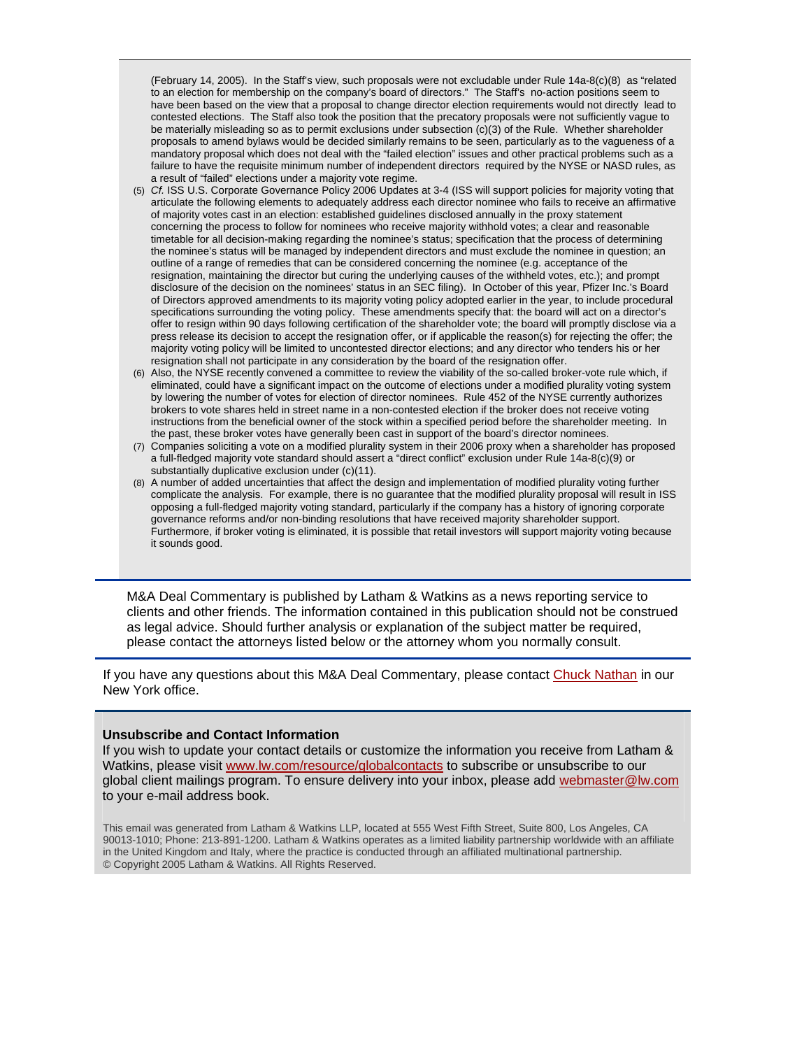(February 14, 2005). In the Staff's view, such proposals were not excludable under Rule 14a-8(c)(8) as "related to an election for membership on the company's board of directors." The Staff's no-action positions seem to have been based on the view that a proposal to change director election requirements would not directly lead to contested elections. The Staff also took the position that the precatory proposals were not sufficiently vague to be materially misleading so as to permit exclusions under subsection (c)(3) of the Rule. Whether shareholder proposals to amend bylaws would be decided similarly remains to be seen, particularly as to the vagueness of a mandatory proposal which does not deal with the "failed election" issues and other practical problems such as a failure to have the requisite minimum number of independent directors required by the NYSE or NASD rules, as a result of "failed" elections under a majority vote regime.

(5) *Cf.* ISS U.S. Corporate Governance Policy 2006 Updates at 3-4 (ISS will support policies for majority voting that articulate the following elements to adequately address each director nominee who fails to receive an affirmative of majority votes cast in an election: established guidelines disclosed annually in the proxy statement concerning the process to follow for nominees who receive majority withhold votes; a clear and reasonable timetable for all decision-making regarding the nominee's status; specification that the process of determining the nominee's status will be managed by independent directors and must exclude the nominee in question; an outline of a range of remedies that can be considered concerning the nominee (e.g. acceptance of the resignation, maintaining the director but curing the underlying causes of the withheld votes, etc.); and prompt disclosure of the decision on the nominees' status in an SEC filing). In October of this year, Pfizer Inc.'s Board of Directors approved amendments to its majority voting policy adopted earlier in the year, to include procedural specifications surrounding the voting policy. These amendments specify that: the board will act on a director's offer to resign within 90 days following certification of the shareholder vote; the board will promptly disclose via a press release its decision to accept the resignation offer, or if applicable the reason(s) for rejecting the offer; the majority voting policy will be limited to uncontested director elections; and any director who tenders his or her resignation shall not participate in any consideration by the board of the resignation offer.

(6) Also, the NYSE recently convened a committee to review the viability of the so-called broker-vote rule which, if eliminated, could have a significant impact on the outcome of elections under a modified plurality voting system by lowering the number of votes for election of director nominees. Rule 452 of the NYSE currently authorizes brokers to vote shares held in street name in a non-contested election if the broker does not receive voting instructions from the beneficial owner of the stock within a specified period before the shareholder meeting. In the past, these broker votes have generally been cast in support of the board's director nominees.

(7) Companies soliciting a vote on a modified plurality system in their 2006 proxy when a shareholder has proposed a full-fledged majority vote standard should assert a "direct conflict" exclusion under Rule 14a-8(c)(9) or substantially duplicative exclusion under (c)(11).

(8) A number of added uncertainties that affect the design and implementation of modified plurality voting further complicate the analysis. For example, there is no guarantee that the modified plurality proposal will result in ISS opposing a full-fledged majority voting standard, particularly if the company has a history of ignoring corporate governance reforms and/or non-binding resolutions that have received majority shareholder support. Furthermore, if broker voting is eliminated, it is possible that retail investors will support majority voting because it sounds good.

---

M&A Deal Commentary is published by Latham & Watkins as a news reporting service to clients and other friends. The information contained in this publication should not be construed as legal advice. Should further analysis or explanation of the subject matter be required, please contact the attorneys listed below or the attorney whom you normally consult.

---

If you have any questions about this M&A Deal Commentary, please contact Chuck Nathan in our New York office.

---

**Unsubscribe and Contact Information**

If you wish to update your contact details or customize the information you receive from Latham & Watkins, please visit www.lw.com/resource/globalcontacts to subscribe or unsubscribe to our global client mailings program. To ensure delivery into your inbox, please add webmaster@lw.com to your e-mail address book.

This email was generated from Latham & Watkins LLP, located at 555 West Fifth Street, Suite 800, Los Angeles, CA 90013-1010; Phone: 213-891-1200. Latham & Watkins operates as a limited liability partnership worldwide with an affiliate in the United Kingdom and Italy, where the practice is conducted through an affiliated multinational partnership. © Copyright 2005 Latham & Watkins. All Rights Reserved.